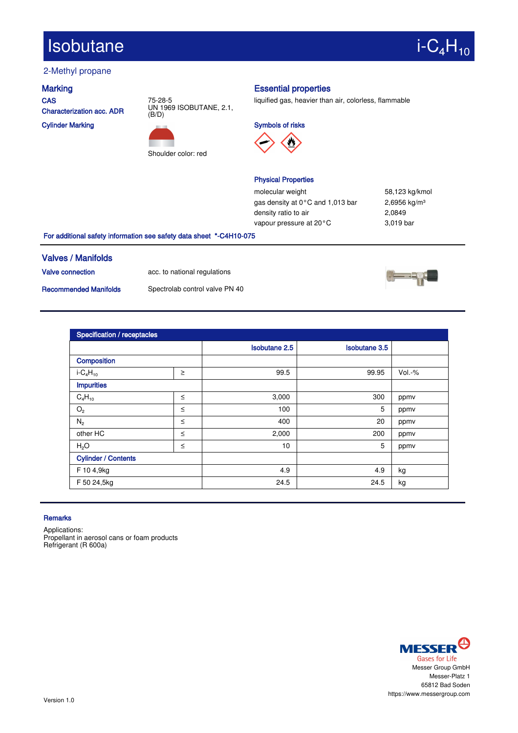# Isobutane $i\text{-}C_4H_{10}$

2-Methyl propane

## Marking

**CAS** 75-28-5

**Characterization acc. ADR** UN 1969 ISOBUTANE, 2.1, (B/D)

**Cylinder Marking** Shoulder color: red

## Essential properties

liquified gas, heavier than air, colorless, flammable

**Symbols of risks**

**Physical Properties**

| | |
|---|---|
| molecular weight | 58,123 kg/kmol |
| gas density at 0 °C and 1,013 bar | 2,6956 kg/m³ |
| density ratio to air | 2,0849 |
| vapour pressure at 20 °C | 3,019 bar |

**For additional safety information see safety data sheet \*-C4H10-075**

## Valves / Manifolds

**Valve connection** acc. to national regulations

**Recommended Manifolds** Spectrolab control valve PN 40

| Specification / receptacles | | | | |
|---|---|---|---|---|
| | | Isobutane 2.5 | Isobutane 3.5 | |
| **Composition** | | | | |
| $i\text{-}C_4H_{10}$ | ≥ | 99.5 | 99.95 | Vol.-% |
| **Impurities** | | | | |
| $C_4H_{10}$ | ≤ | 3,000 | 300 | ppmv |
| $O_2$ | ≤ | 100 | 5 | ppmv |
| $N_2$ | ≤ | 400 | 20 | ppmv |
| other HC | ≤ | 2,000 | 200 | ppmv |
| $H_2O$ | ≤ | 10 | 5 | ppmv |
| **Cylinder / Contents** | | | | |
| F 10 4,9kg | | 4.9 | 4.9 | kg |
| F 50 24,5kg | | 24.5 | 24.5 | kg |

**Remarks**

Applications:
Propellant in aerosol cans or foam products
Refrigerant (R 600a)

MESSER Gases for Life
Messer Group GmbH
Messer-Platz 1
65812 Bad Soden
https://www.messergroup.com

Version 1.0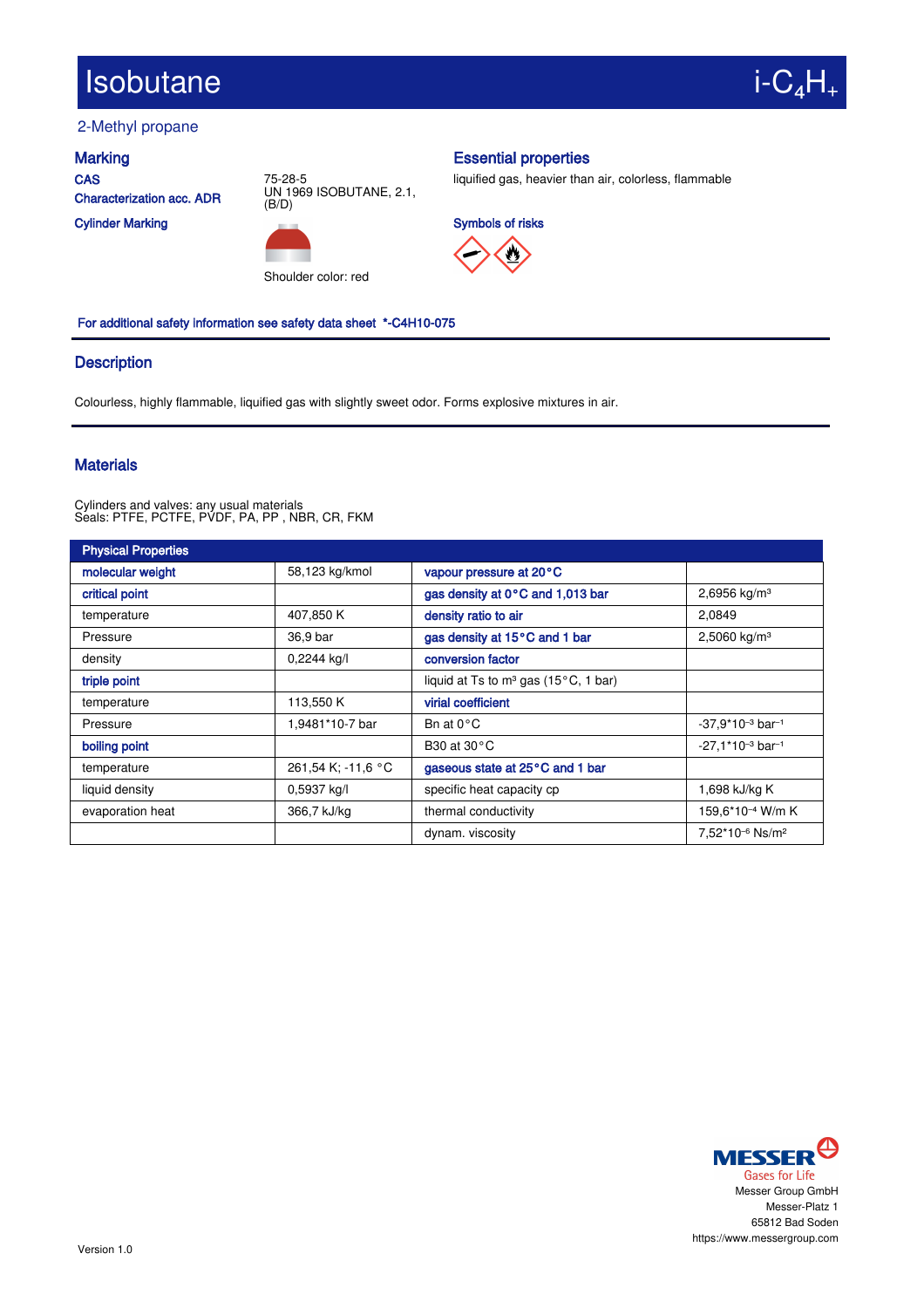# Isobutane

i-$C_4H_+$

2-Methyl propane

## Marking

**CAS** 75-28-5

**Characterization acc. ADR** UN 1969 ISOBUTANE, 2.1, (B/D)

**Cylinder Marking**

Shoulder color: red

## Essential properties

liquified gas, heavier than air, colorless, flammable

**Symbols of risks**

**For additional safety information see safety data sheet *-C4H10-075**

## Description

Colourless, highly flammable, liquified gas with slightly sweet odor. Forms explosive mixtures in air.

## Materials

Cylinders and valves: any usual materials
Seals: PTFE, PCTFE, PVDF, PA, PP , NBR, CR, FKM

| Physical Properties | | | |
|---|---|---|---|
| **molecular weight** | 58,123 kg/kmol | **vapour pressure at 20°C** | |
| **critical point** | | **gas density at 0°C and 1,013 bar** | 2,6956 kg/m³ |
| temperature | 407,850 K | **density ratio to air** | 2,0849 |
| Pressure | 36,9 bar | **gas density at 15°C and 1 bar** | 2,5060 kg/m³ |
| density | 0,2244 kg/l | **conversion factor** | |
| **triple point** | | liquid at Ts to m³ gas (15°C, 1 bar) | |
| temperature | 113,550 K | **virial coefficient** | |
| Pressure | 1,9481*10-7 bar | Bn at 0°C | $-37{,}9 \cdot 10^{-3}$ bar$^{-1}$ |
| **boiling point** | | B30 at 30°C | $-27{,}1 \cdot 10^{-3}$ bar$^{-1}$ |
| temperature | 261,54 K; -11,6 °C | **gaseous state at 25°C and 1 bar** | |
| liquid density | 0,5937 kg/l | specific heat capacity cp | 1,698 kJ/kg K |
| evaporation heat | 366,7 kJ/kg | thermal conductivity | $159{,}6 \cdot 10^{-4}$ W/m K |
| | | dynam. viscosity | $7{,}52 \cdot 10^{-6}$ Ns/m² |

MESSER
Gases for Life
Messer Group GmbH
Messer-Platz 1
65812 Bad Soden
https://www.messergroup.com

Version 1.0